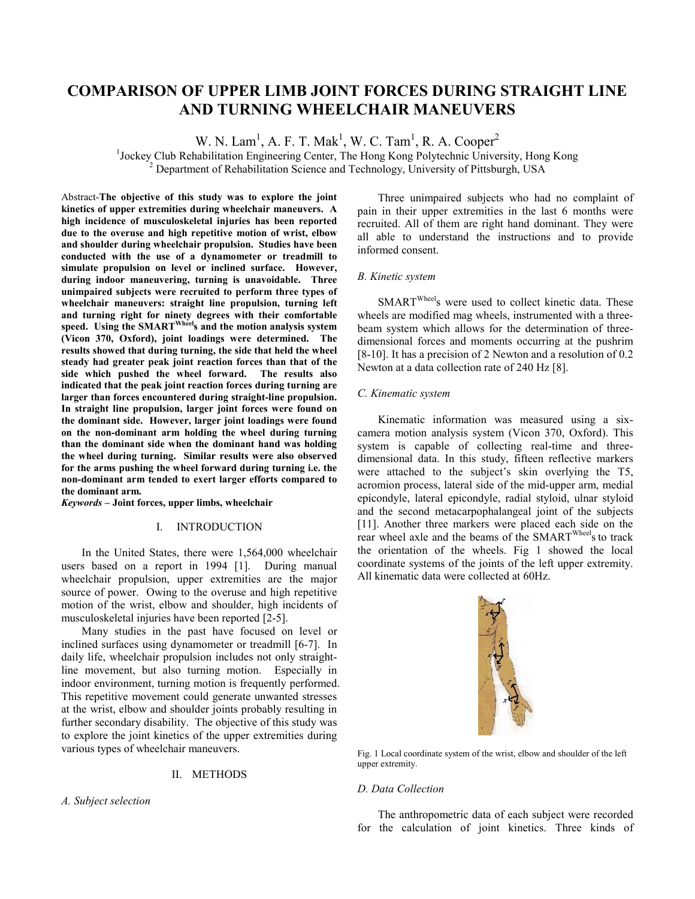# COMPARISON OF UPPER LIMB JOINT FORCES DURING STRAIGHT LINE AND TURNING WHEELCHAIR MANEUVERS

W. N. Lam[1], A. F. T. Mak[1], W. C. Tam[1], R. A. Cooper[2]

[1]Jockey Club Rehabilitation Engineering Center, The Hong Kong Polytechnic University, Hong Kong
[2] Department of Rehabilitation Science and Technology, University of Pittsburgh, USA

Abstract-**The objective of this study was to explore the joint kinetics of upper extremities during wheelchair maneuvers. A high incidence of musculoskeletal injuries has been reported due to the overuse and high repetitive motion of wrist, elbow and shoulder during wheelchair propulsion. Studies have been conducted with the use of a dynamometer or treadmill to simulate propulsion on level or inclined surface. However, during indoor maneuvering, turning is unavoidable. Three unimpaired subjects were recruited to perform three types of wheelchair maneuvers: straight line propulsion, turning left and turning right for ninety degrees with their comfortable speed. Using the SMART^Wheel^s and the motion analysis system (Vicon 370, Oxford), joint loadings were determined. The results showed that during turning, the side that held the wheel steady had greater peak joint reaction forces than that of the side which pushed the wheel forward. The results also indicated that the peak joint reaction forces during turning are larger than forces encountered during straight-line propulsion. In straight line propulsion, larger joint forces were found on the dominant side. However, larger joint loadings were found on the non-dominant arm holding the wheel during turning than the dominant side when the dominant hand was holding the wheel during turning. Similar results were also observed for the arms pushing the wheel forward during turning i.e. the non-dominant arm tended to exert larger efforts compared to the dominant arm.**

*Keywords* – **Joint forces, upper limbs, wheelchair**

## I. INTRODUCTION

In the United States, there were 1,564,000 wheelchair users based on a report in 1994 [1]. During manual wheelchair propulsion, upper extremities are the major source of power. Owing to the overuse and high repetitive motion of the wrist, elbow and shoulder, high incidents of musculoskeletal injuries have been reported [2-5].

Many studies in the past have focused on level or inclined surfaces using dynamometer or treadmill [6-7]. In daily life, wheelchair propulsion includes not only straight-line movement, but also turning motion. Especially in indoor environment, turning motion is frequently performed. This repetitive movement could generate unwanted stresses at the wrist, elbow and shoulder joints probably resulting in further secondary disability. The objective of this study was to explore the joint kinetics of the upper extremities during various types of wheelchair maneuvers.

## II. METHODS

### *A. Subject selection*

Three unimpaired subjects who had no complaint of pain in their upper extremities in the last 6 months were recruited. All of them are right hand dominant. They were all able to understand the instructions and to provide informed consent.

### *B. Kinetic system*

SMART^Wheel^s were used to collect kinetic data. These wheels are modified mag wheels, instrumented with a three-beam system which allows for the determination of three-dimensional forces and moments occurring at the pushrim [8-10]. It has a precision of 2 Newton and a resolution of 0.2 Newton at a data collection rate of 240 Hz [8].

### *C. Kinematic system*

Kinematic information was measured using a six-camera motion analysis system (Vicon 370, Oxford). This system is capable of collecting real-time and three-dimensional data. In this study, fifteen reflective markers were attached to the subject's skin overlying the T5, acromion process, lateral side of the mid-upper arm, medial epicondyle, lateral epicondyle, radial styloid, ulnar styloid and the second metacarpophalangeal joint of the subjects [11]. Another three markers were placed each side on the rear wheel axle and the beams of the SMART^Wheel^s to track the orientation of the wheels. Fig 1 showed the local coordinate systems of the joints of the left upper extremity. All kinematic data were collected at 60Hz.

Fig. 1 Local coordinate system of the wrist, elbow and shoulder of the left upper extremity.

### *D. Data Collection*

The anthropometric data of each subject were recorded for the calculation of joint kinetics. Three kinds of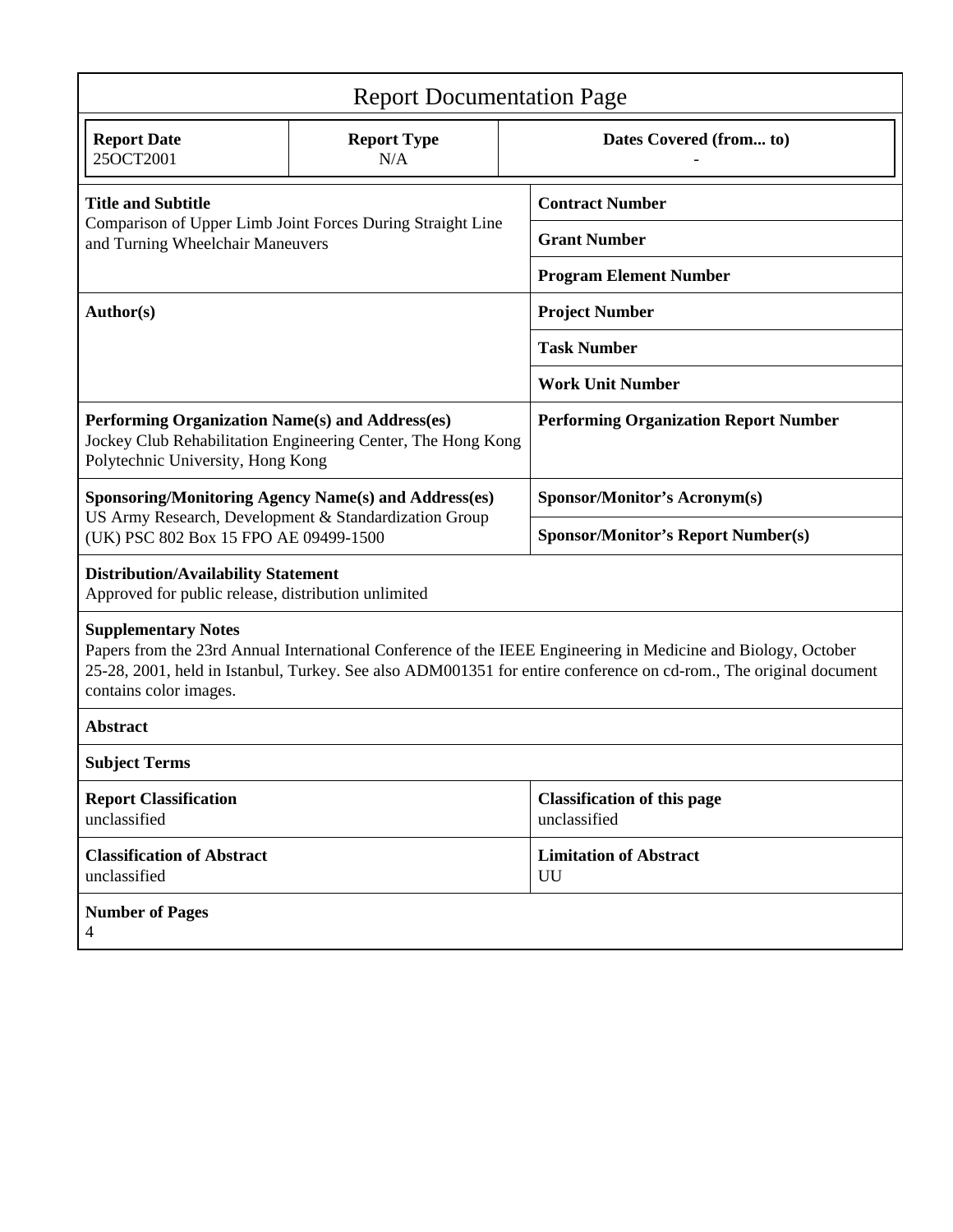# Report Documentation Page

| Report Date | Report Type | Dates Covered (from... to) |
|---|---|---|
| 25OCT2001 | N/A | - |

| | |
|---|---|
| **Title and Subtitle**<br>Comparison of Upper Limb Joint Forces During Straight Line and Turning Wheelchair Maneuvers | **Contract Number** |
| | **Grant Number** |
| | **Program Element Number** |
| **Author(s)** | **Project Number** |
| | **Task Number** |
| | **Work Unit Number** |
| **Performing Organization Name(s) and Address(es)**<br>Jockey Club Rehabilitation Engineering Center, The Hong Kong Polytechnic University, Hong Kong | **Performing Organization Report Number** |
| **Sponsoring/Monitoring Agency Name(s) and Address(es)**<br>US Army Research, Development & Standardization Group (UK) PSC 802 Box 15 FPO AE 09499-1500 | **Sponsor/Monitor's Acronym(s)** |
| | **Sponsor/Monitor's Report Number(s)** |

**Distribution/Availability Statement**
Approved for public release, distribution unlimited

**Supplementary Notes**
Papers from the 23rd Annual International Conference of the IEEE Engineering in Medicine and Biology, October 25-28, 2001, held in Istanbul, Turkey. See also ADM001351 for entire conference on cd-rom., The original document contains color images.

**Abstract**

**Subject Terms**

| | |
|---|---|
| **Report Classification**<br>unclassified | **Classification of this page**<br>unclassified |
| **Classification of Abstract**<br>unclassified | **Limitation of Abstract**<br>UU |

**Number of Pages**
4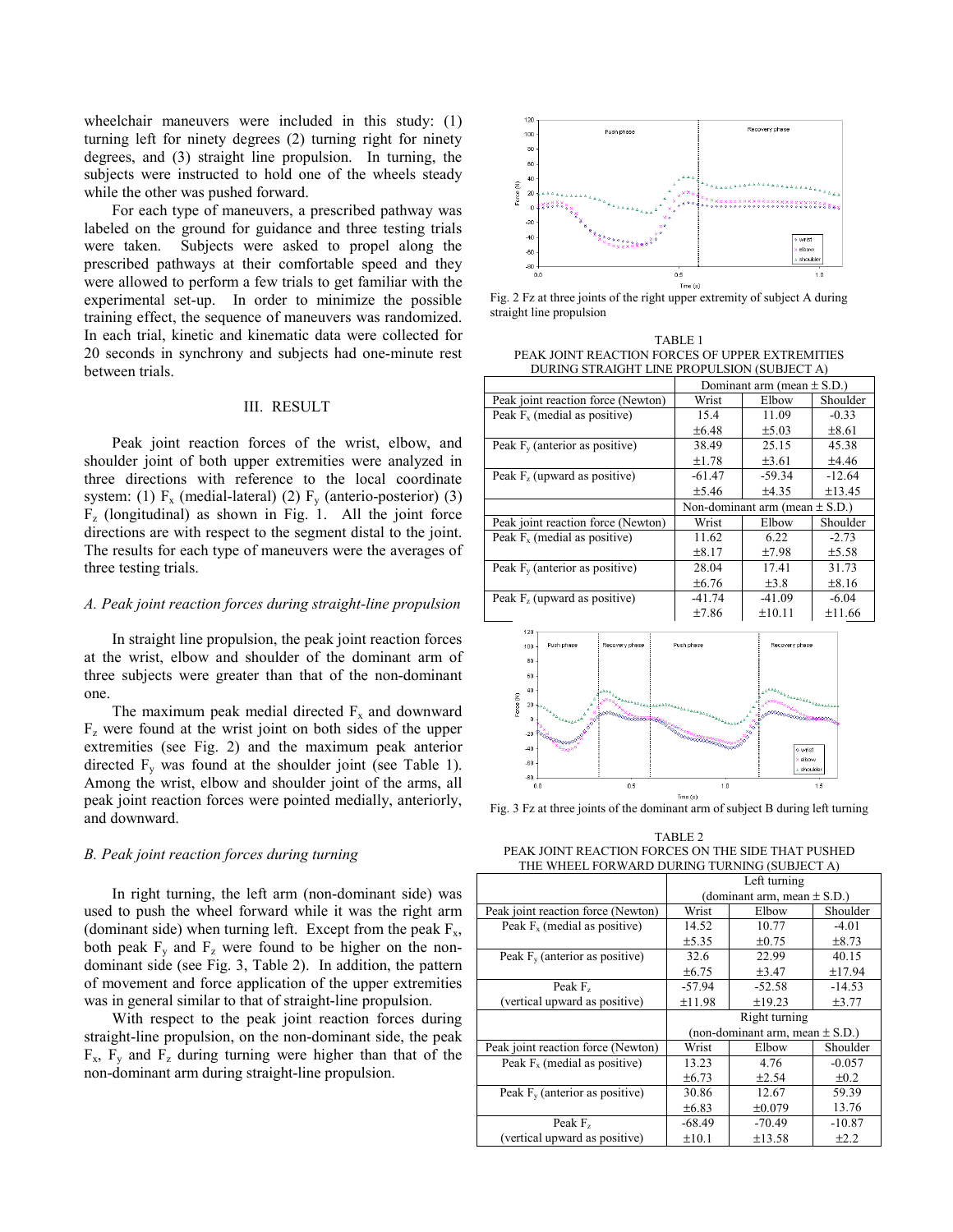wheelchair maneuvers were included in this study: (1) turning left for ninety degrees (2) turning right for ninety degrees, and (3) straight line propulsion. In turning, the subjects were instructed to hold one of the wheels steady while the other was pushed forward.

For each type of maneuvers, a prescribed pathway was labeled on the ground for guidance and three testing trials were taken. Subjects were asked to propel along the prescribed pathways at their comfortable speed and they were allowed to perform a few trials to get familiar with the experimental set-up. In order to minimize the possible training effect, the sequence of maneuvers was randomized. In each trial, kinetic and kinematic data were collected for 20 seconds in synchrony and subjects had one-minute rest between trials.

## III. RESULT

Peak joint reaction forces of the wrist, elbow, and shoulder joint of both upper extremities were analyzed in three directions with reference to the local coordinate system: (1) $F_x$ (medial-lateral) (2) $F_y$ (anterio-posterior) (3) $F_z$ (longitudinal) as shown in Fig. 1. All the joint force directions are with respect to the segment distal to the joint. The results for each type of maneuvers were the averages of three testing trials.

### *A. Peak joint reaction forces during straight-line propulsion*

In straight line propulsion, the peak joint reaction forces at the wrist, elbow and shoulder of the dominant arm of three subjects were greater than that of the non-dominant one.

The maximum peak medial directed $F_x$ and downward $F_z$ were found at the wrist joint on both sides of the upper extremities (see Fig. 2) and the maximum peak anterior directed $F_y$ was found at the shoulder joint (see Table 1). Among the wrist, elbow and shoulder joint of the arms, all peak joint reaction forces were pointed medially, anteriorly, and downward.

### *B. Peak joint reaction forces during turning*

In right turning, the left arm (non-dominant side) was used to push the wheel forward while it was the right arm (dominant side) when turning left. Except from the peak $F_x$, both peak $F_y$ and $F_z$ were found to be higher on the non-dominant side (see Fig. 3, Table 2). In addition, the pattern of movement and force application of the upper extremities was in general similar to that of straight-line propulsion.

With respect to the peak joint reaction forces during straight-line propulsion, on the non-dominant side, the peak $F_x$, $F_y$ and $F_z$ during turning were higher than that of the non-dominant arm during straight-line propulsion.

Fig. 2 Fz at three joints of the right upper extremity of subject A during straight line propulsion

TABLE 1
PEAK JOINT REACTION FORCES OF UPPER EXTREMITIES DURING STRAIGHT LINE PROPULSION (SUBJECT A)

| | Dominant arm (mean ± S.D.) | | |
|---|---|---|---|
| Peak joint reaction force (Newton) | Wrist | Elbow | Shoulder |
| Peak $F_x$ (medial as positive) | 15.4<br>±6.48 | 11.09<br>±5.03 | -0.33<br>±8.61 |
| Peak $F_y$ (anterior as positive) | 38.49<br>±1.78 | 25.15<br>±3.61 | 45.38<br>±4.46 |
| Peak $F_z$ (upward as positive) | -61.47<br>±5.46 | -59.34<br>±4.35 | -12.64<br>±13.45 |
| | Non-dominant arm (mean ± S.D.) | | |
| Peak joint reaction force (Newton) | Wrist | Elbow | Shoulder |
| Peak $F_x$ (medial as positive) | 11.62<br>±8.17 | 6.22<br>±7.98 | -2.73<br>±5.58 |
| Peak $F_y$ (anterior as positive) | 28.04<br>±6.76 | 17.41<br>±3.8 | 31.73<br>±8.16 |
| Peak $F_z$ (upward as positive) | -41.74<br>±7.86 | -41.09<br>±10.11 | -6.04<br>±11.66 |

Fig. 3 Fz at three joints of the dominant arm of subject B during left turning

TABLE 2
PEAK JOINT REACTION FORCES ON THE SIDE THAT PUSHED THE WHEEL FORWARD DURING TURNING (SUBJECT A)

| | Left turning (dominant arm, mean ± S.D.) | | |
|---|---|---|---|
| Peak joint reaction force (Newton) | Wrist | Elbow | Shoulder |
| Peak $F_x$ (medial as positive) | 14.52<br>±5.35 | 10.77<br>±0.75 | -4.01<br>±8.73 |
| Peak $F_y$ (anterior as positive) | 32.6<br>±6.75 | 22.99<br>±3.47 | 40.15<br>±17.94 |
| Peak $F_z$ (vertical upward as positive) | -57.94<br>±11.98 | -52.58<br>±19.23 | -14.53<br>±3.77 |
| | Right turning (non-dominant arm, mean ± S.D.) | | |
| Peak joint reaction force (Newton) | Wrist | Elbow | Shoulder |
| Peak $F_x$ (medial as positive) | 13.23<br>±6.73 | 4.76<br>±2.54 | -0.057<br>±0.2 |
| Peak $F_y$ (anterior as positive) | 30.86<br>±6.83 | 12.67<br>±0.079 | 59.39<br>13.76 |
| Peak $F_z$ (vertical upward as positive) | -68.49<br>±10.1 | -70.49<br>±13.58 | -10.87<br>±2.2 |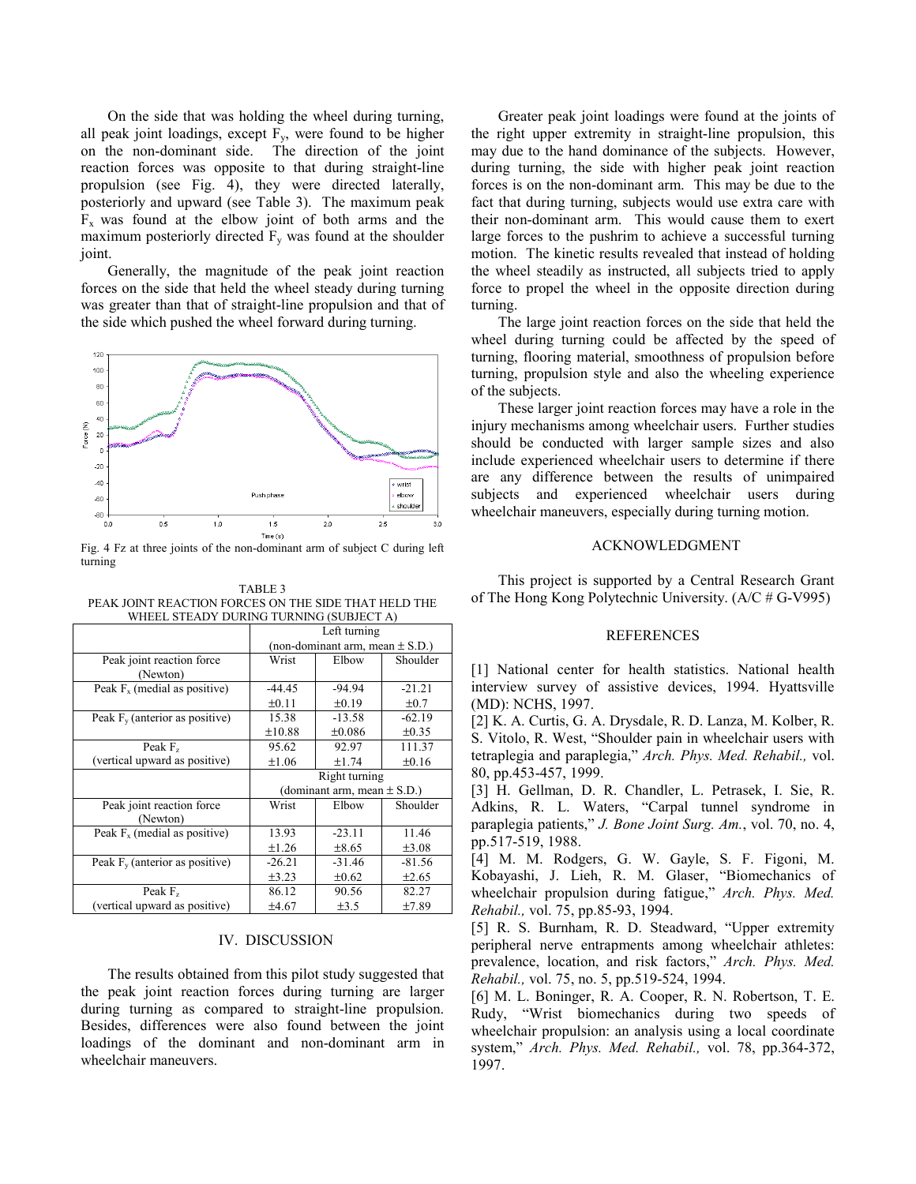On the side that was holding the wheel during turning, all peak joint loadings, except $F_y$, were found to be higher on the non-dominant side. The direction of the joint reaction forces was opposite to that during straight-line propulsion (see Fig. 4), they were directed laterally, posteriorly and upward (see Table 3). The maximum peak $F_x$ was found at the elbow joint of both arms and the maximum posteriorly directed $F_y$ was found at the shoulder joint.

Generally, the magnitude of the peak joint reaction forces on the side that held the wheel steady during turning was greater than that of straight-line propulsion and that of the side which pushed the wheel forward during turning.

Fig. 4 Fz at three joints of the non-dominant arm of subject C during left turning

TABLE 3
PEAK JOINT REACTION FORCES ON THE SIDE THAT HELD THE WHEEL STEADY DURING TURNING (SUBJECT A)

| | Left turning (non-dominant arm, mean ± S.D.) | | |
|---|---|---|---|
| Peak joint reaction force (Newton) | Wrist | Elbow | Shoulder |
| Peak $F_x$ (medial as positive) | -44.45 ±0.11 | -94.94 ±0.19 | -21.21 ±0.7 |
| Peak $F_y$ (anterior as positive) | 15.38 ±10.88 | -13.58 ±0.086 | -62.19 ±0.35 |
| Peak $F_z$ (vertical upward as positive) | 95.62 ±1.06 | 92.97 ±1.74 | 111.37 ±0.16 |
| | Right turning (dominant arm, mean ± S.D.) | | |
| Peak joint reaction force (Newton) | Wrist | Elbow | Shoulder |
| Peak $F_x$ (medial as positive) | 13.93 ±1.26 | -23.11 ±8.65 | 11.46 ±3.08 |
| Peak $F_y$ (anterior as positive) | -26.21 ±3.23 | -31.46 ±0.62 | -81.56 ±2.65 |
| Peak $F_z$ (vertical upward as positive) | 86.12 ±4.67 | 90.56 ±3.5 | 82.27 ±7.89 |

## IV. DISCUSSION

The results obtained from this pilot study suggested that the peak joint reaction forces during turning are larger during turning as compared to straight-line propulsion. Besides, differences were also found between the joint loadings of the dominant and non-dominant arm in wheelchair maneuvers.

Greater peak joint loadings were found at the joints of the right upper extremity in straight-line propulsion, this may due to the hand dominance of the subjects. However, during turning, the side with higher peak joint reaction forces is on the non-dominant arm. This may be due to the fact that during turning, subjects would use extra care with their non-dominant arm. This would cause them to exert large forces to the pushrim to achieve a successful turning motion. The kinetic results revealed that instead of holding the wheel steadily as instructed, all subjects tried to apply force to propel the wheel in the opposite direction during turning.

The large joint reaction forces on the side that held the wheel during turning could be affected by the speed of turning, flooring material, smoothness of propulsion before turning, propulsion style and also the wheeling experience of the subjects.

These larger joint reaction forces may have a role in the injury mechanisms among wheelchair users. Further studies should be conducted with larger sample sizes and also include experienced wheelchair users to determine if there are any difference between the results of unimpaired subjects and experienced wheelchair users during wheelchair maneuvers, especially during turning motion.

## ACKNOWLEDGMENT

This project is supported by a Central Research Grant of The Hong Kong Polytechnic University. (A/C # G-V995)

## REFERENCES

[1] National center for health statistics. National health interview survey of assistive devices, 1994. Hyattsville (MD): NCHS, 1997.

[2] K. A. Curtis, G. A. Drysdale, R. D. Lanza, M. Kolber, R. S. Vitolo, R. West, "Shoulder pain in wheelchair users with tetraplegia and paraplegia," *Arch. Phys. Med. Rehabil.,* vol. 80, pp.453-457, 1999.

[3] H. Gellman, D. R. Chandler, L. Petrasek, I. Sie, R. Adkins, R. L. Waters, "Carpal tunnel syndrome in paraplegia patients," *J. Bone Joint Surg. Am.*, vol. 70, no. 4, pp.517-519, 1988.

[4] M. M. Rodgers, G. W. Gayle, S. F. Figoni, M. Kobayashi, J. Lieh, R. M. Glaser, "Biomechanics of wheelchair propulsion during fatigue," *Arch. Phys. Med. Rehabil.,* vol. 75, pp.85-93, 1994.

[5] R. S. Burnham, R. D. Steadward, "Upper extremity peripheral nerve entrapments among wheelchair athletes: prevalence, location, and risk factors," *Arch. Phys. Med. Rehabil.,* vol. 75, no. 5, pp.519-524, 1994.

[6] M. L. Boninger, R. A. Cooper, R. N. Robertson, T. E. Rudy, "Wrist biomechanics during two speeds of wheelchair propulsion: an analysis using a local coordinate system," *Arch. Phys. Med. Rehabil.,* vol. 78, pp.364-372, 1997.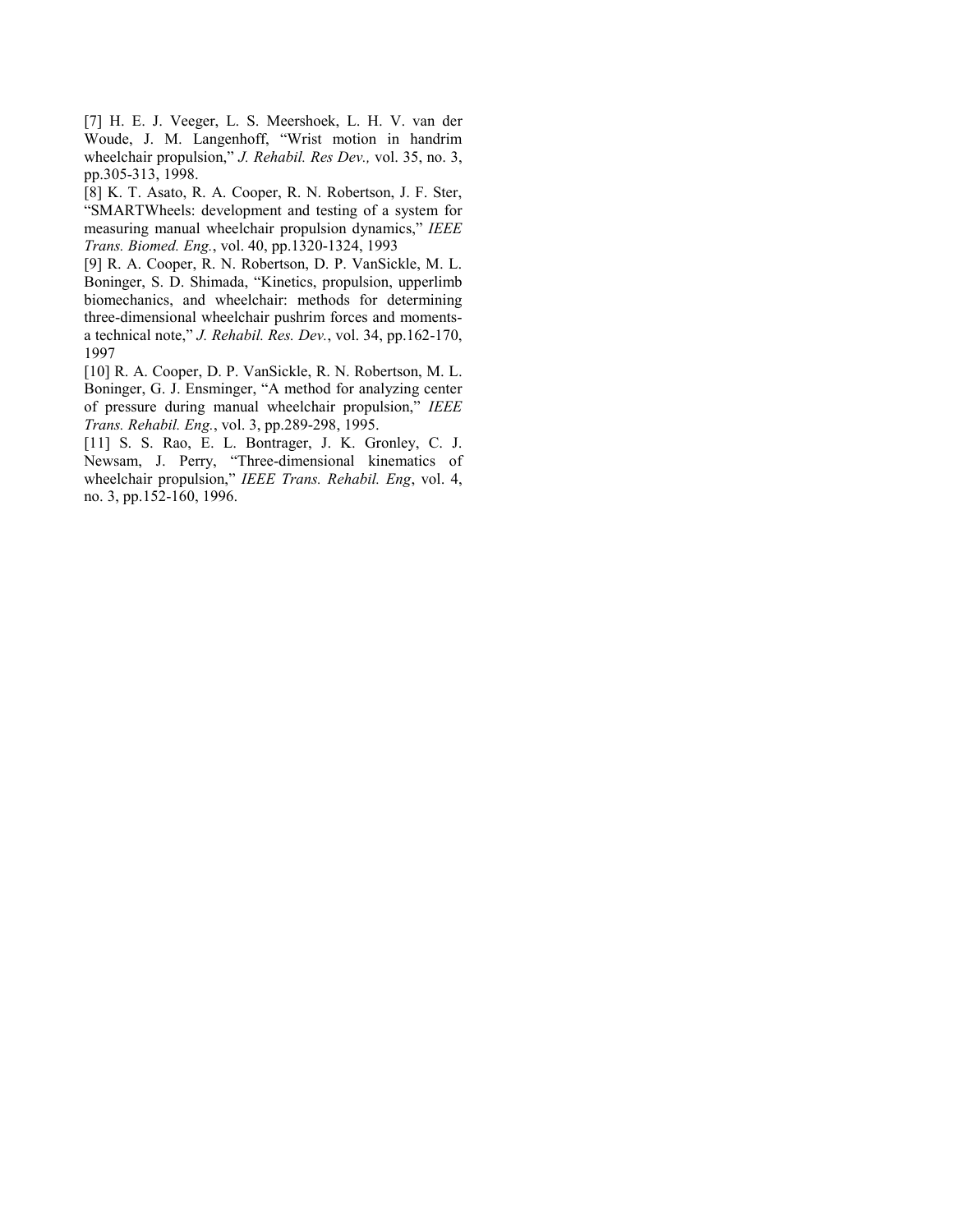[7] H. E. J. Veeger, L. S. Meershoek, L. H. V. van der Woude, J. M. Langenhoff, "Wrist motion in handrim wheelchair propulsion," *J. Rehabil. Res Dev.,* vol. 35, no. 3, pp.305-313, 1998.

[8] K. T. Asato, R. A. Cooper, R. N. Robertson, J. F. Ster, "SMARTWheels: development and testing of a system for measuring manual wheelchair propulsion dynamics," *IEEE Trans. Biomed. Eng.*, vol. 40, pp.1320-1324, 1993

[9] R. A. Cooper, R. N. Robertson, D. P. VanSickle, M. L. Boninger, S. D. Shimada, "Kinetics, propulsion, upperlimb biomechanics, and wheelchair: methods for determining three-dimensional wheelchair pushrim forces and moments-a technical note," *J. Rehabil. Res. Dev.*, vol. 34, pp.162-170, 1997

[10] R. A. Cooper, D. P. VanSickle, R. N. Robertson, M. L. Boninger, G. J. Ensminger, "A method for analyzing center of pressure during manual wheelchair propulsion," *IEEE Trans. Rehabil. Eng.*, vol. 3, pp.289-298, 1995.

[11] S. S. Rao, E. L. Bontrager, J. K. Gronley, C. J. Newsam, J. Perry, "Three-dimensional kinematics of wheelchair propulsion," *IEEE Trans. Rehabil. Eng*, vol. 4, no. 3, pp.152-160, 1996.